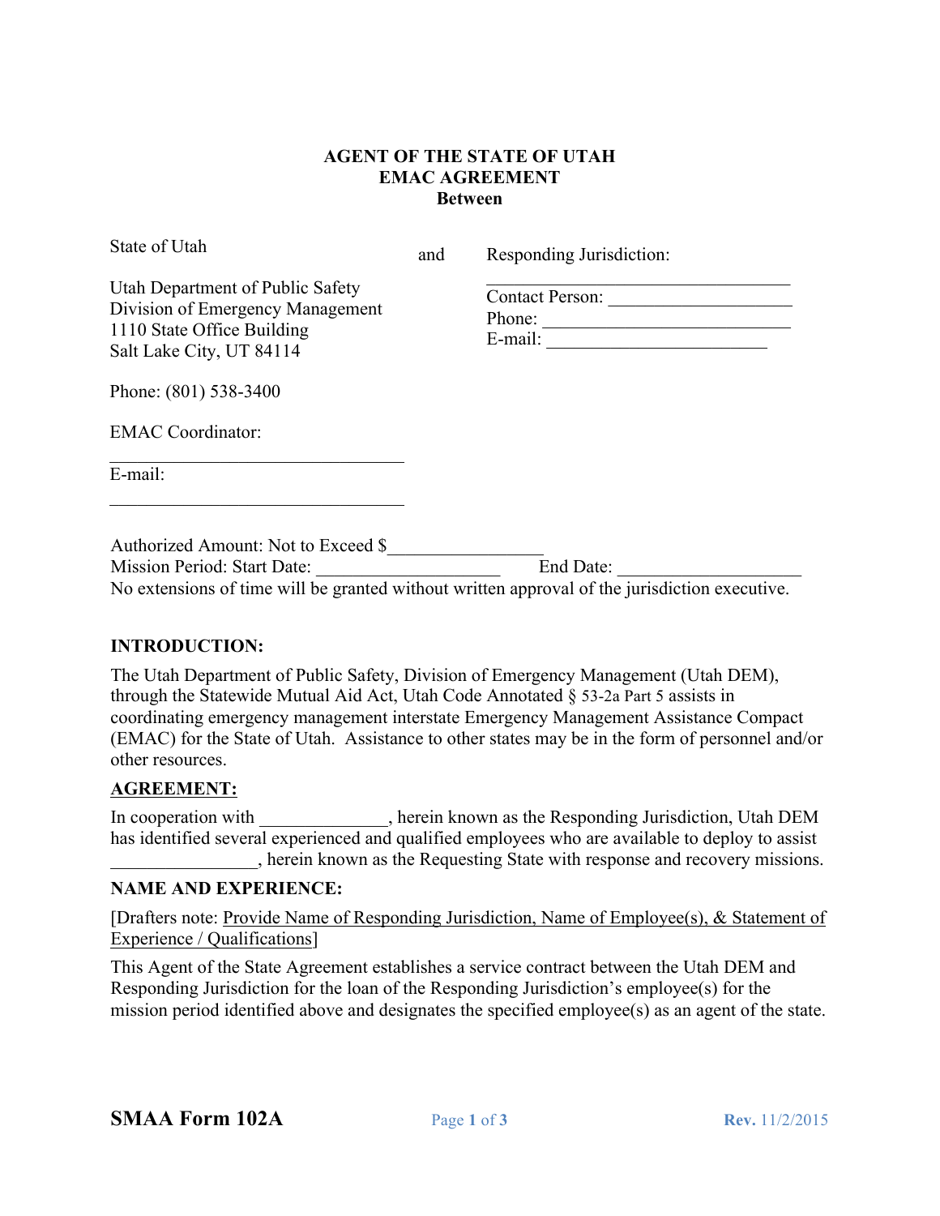**AGENT OF THE STATE OF UTAH**
**EMAC AGREEMENT**
**Between**

State of Utah

Utah Department of Public Safety
Division of Emergency Management
1110 State Office Building
Salt Lake City, UT 84114

Phone: (801) 538-3400

EMAC Coordinator:
_______________________________

E-mail:
_______________________________

and

Responding Jurisdiction:
_________________________________
Contact Person: ___________________
Phone: __________________________
E-mail: _______________________

Authorized Amount: Not to Exceed $________________
Mission Period: Start Date: ____________________ End Date: ___________________
No extensions of time will be granted without written approval of the jurisdiction executive.

**INTRODUCTION:**

The Utah Department of Public Safety, Division of Emergency Management (Utah DEM), through the Statewide Mutual Aid Act, Utah Code Annotated § 53-2a Part 5 assists in coordinating emergency management interstate Emergency Management Assistance Compact (EMAC) for the State of Utah. Assistance to other states may be in the form of personnel and/or other resources.

**AGREEMENT:**

In cooperation with ______________, herein known as the Responding Jurisdiction, Utah DEM has identified several experienced and qualified employees who are available to deploy to assist ________________, herein known as the Requesting State with response and recovery missions.

**NAME AND EXPERIENCE:**

[Drafters note: Provide Name of Responding Jurisdiction, Name of Employee(s), & Statement of Experience / Qualifications]

This Agent of the State Agreement establishes a service contract between the Utah DEM and Responding Jurisdiction for the loan of the Responding Jurisdiction's employee(s) for the mission period identified above and designates the specified employee(s) as an agent of the state.

**SMAA Form 102A** Rev. 11/2/2015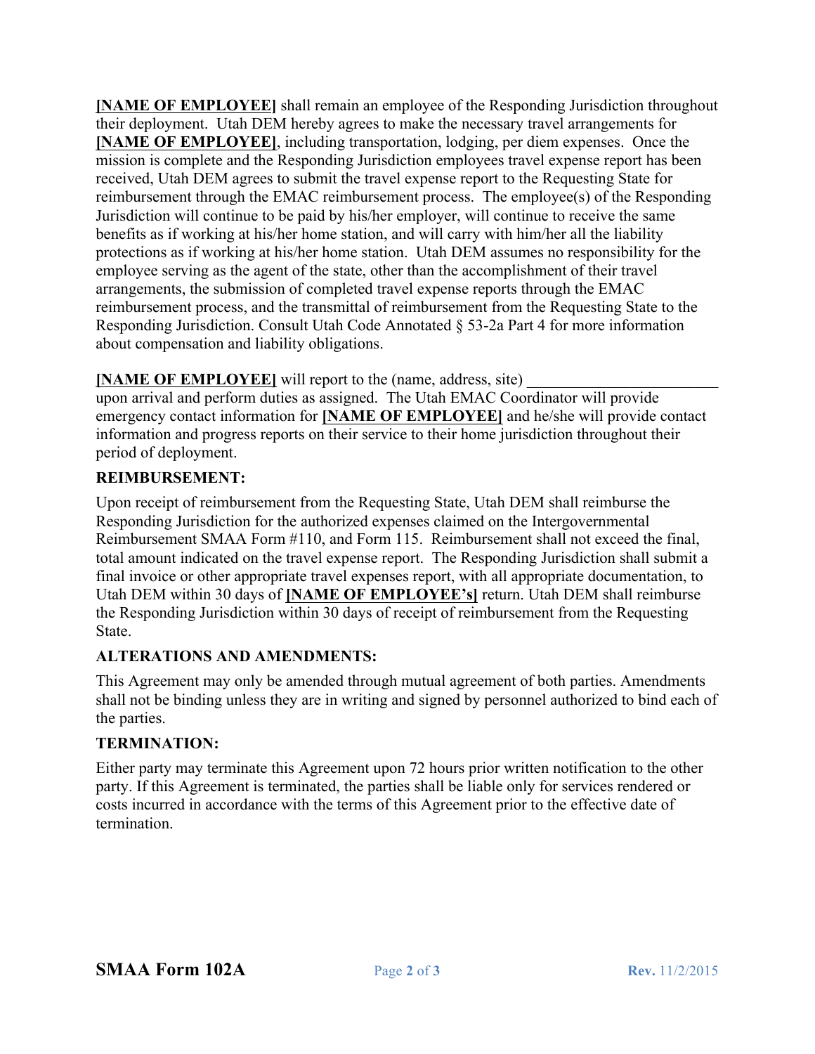**[NAME OF EMPLOYEE]** shall remain an employee of the Responding Jurisdiction throughout their deployment. Utah DEM hereby agrees to make the necessary travel arrangements for **[NAME OF EMPLOYEE]**, including transportation, lodging, per diem expenses. Once the mission is complete and the Responding Jurisdiction employees travel expense report has been received, Utah DEM agrees to submit the travel expense report to the Requesting State for reimbursement through the EMAC reimbursement process. The employee(s) of the Responding Jurisdiction will continue to be paid by his/her employer, will continue to receive the same benefits as if working at his/her home station, and will carry with him/her all the liability protections as if working at his/her home station. Utah DEM assumes no responsibility for the employee serving as the agent of the state, other than the accomplishment of their travel arrangements, the submission of completed travel expense reports through the EMAC reimbursement process, and the transmittal of reimbursement from the Requesting State to the Responding Jurisdiction. Consult Utah Code Annotated § 53-2a Part 4 for more information about compensation and liability obligations.

**[NAME OF EMPLOYEE]** will report to the (name, address, site) ________________________ upon arrival and perform duties as assigned. The Utah EMAC Coordinator will provide emergency contact information for **[NAME OF EMPLOYEE]** and he/she will provide contact information and progress reports on their service to their home jurisdiction throughout their period of deployment.

**REIMBURSEMENT:**

Upon receipt of reimbursement from the Requesting State, Utah DEM shall reimburse the Responding Jurisdiction for the authorized expenses claimed on the Intergovernmental Reimbursement SMAA Form #110, and Form 115. Reimbursement shall not exceed the final, total amount indicated on the travel expense report. The Responding Jurisdiction shall submit a final invoice or other appropriate travel expenses report, with all appropriate documentation, to Utah DEM within 30 days of **[NAME OF EMPLOYEE's]** return. Utah DEM shall reimburse the Responding Jurisdiction within 30 days of receipt of reimbursement from the Requesting State.

**ALTERATIONS AND AMENDMENTS:**

This Agreement may only be amended through mutual agreement of both parties. Amendments shall not be binding unless they are in writing and signed by personnel authorized to bind each of the parties.

**TERMINATION:**

Either party may terminate this Agreement upon 72 hours prior written notification to the other party. If this Agreement is terminated, the parties shall be liable only for services rendered or costs incurred in accordance with the terms of this Agreement prior to the effective date of termination.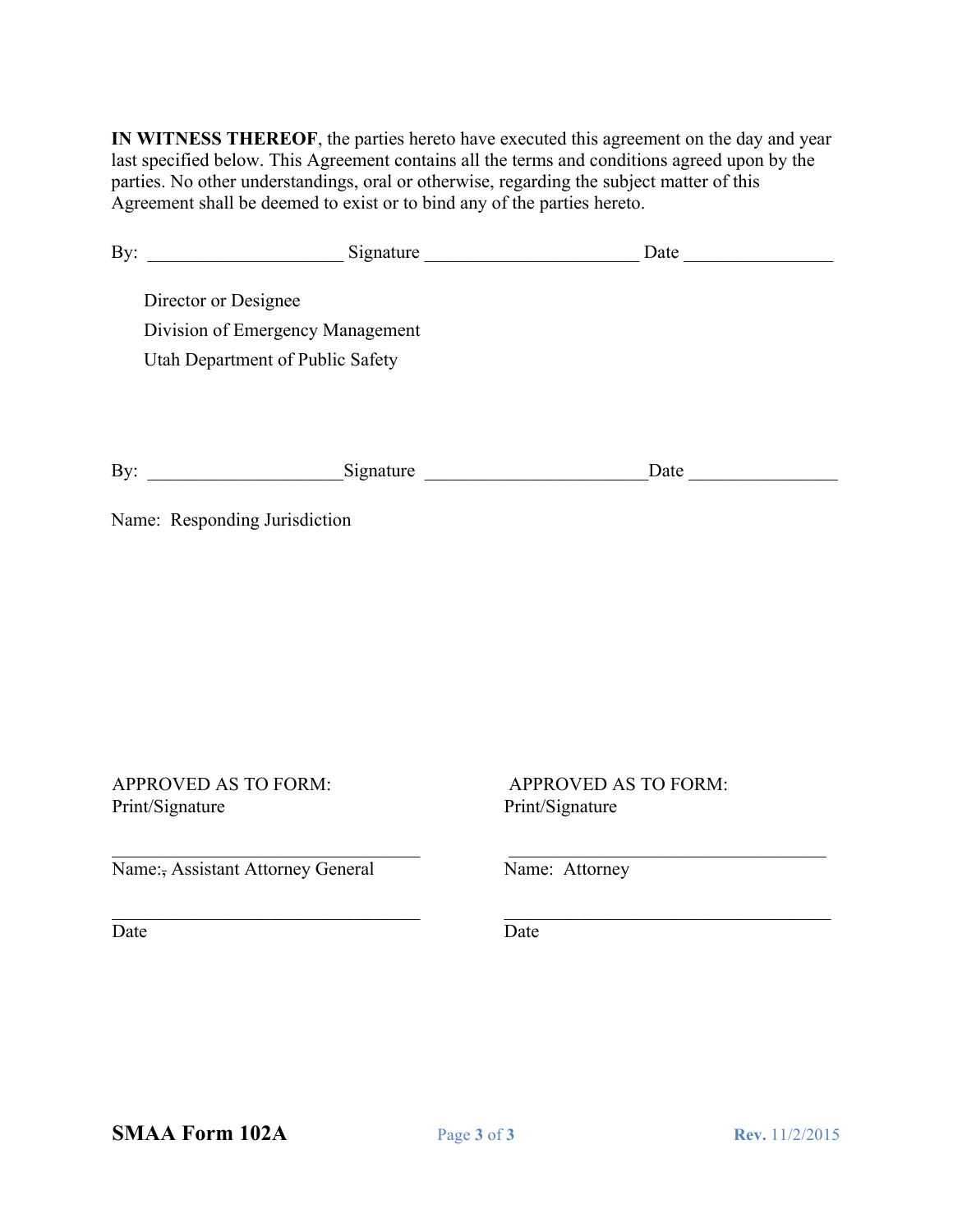**IN WITNESS THEREOF**, the parties hereto have executed this agreement on the day and year last specified below. This Agreement contains all the terms and conditions agreed upon by the parties. No other understandings, oral or otherwise, regarding the subject matter of this Agreement shall be deemed to exist or to bind any of the parties hereto.

By: ____________________ Signature ______________________ Date ________________

Director or Designee
Division of Emergency Management
Utah Department of Public Safety

By: ____________________Signature _______________________Date ________________

Name: Responding Jurisdiction

APPROVED AS TO FORM:
Print/Signature

_________________________________
Name:, Assistant Attorney General

_________________________________
Date

APPROVED AS TO FORM:
Print/Signature

_________________________________
Name: Attorney

_________________________________
Date

**SMAA Form 102A** Rev. 11/2/2015